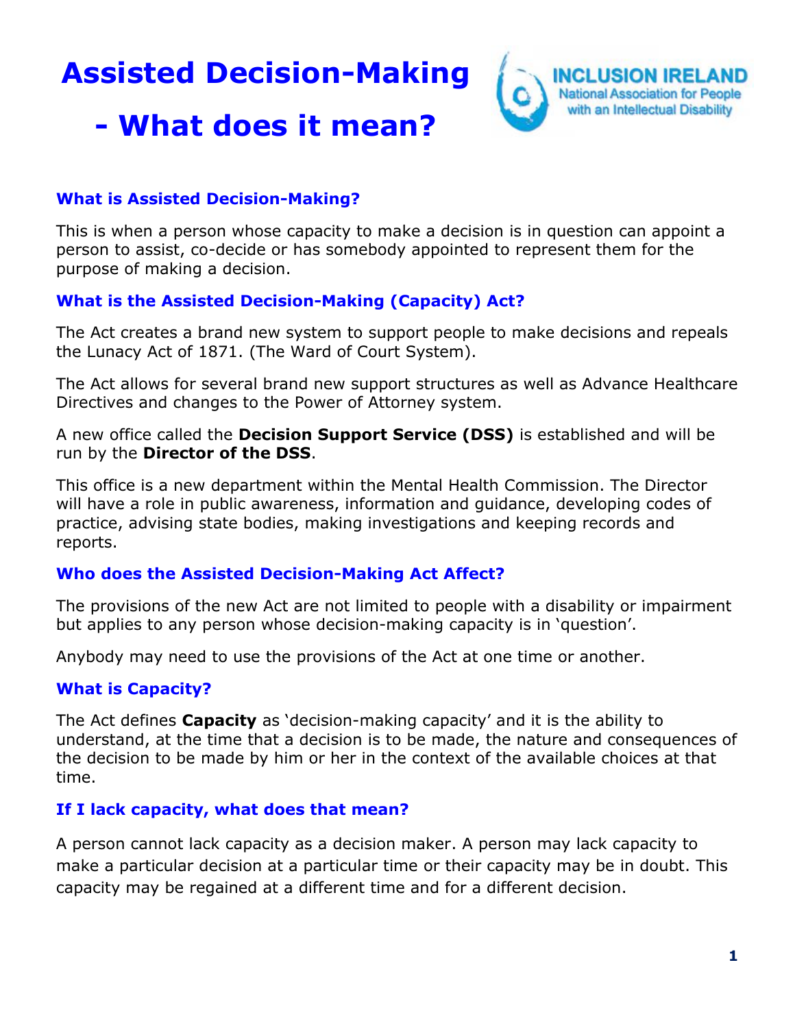# Assisted Decision-Making - What does it mean?

INCLUSION IRELAND
National Association for People with an Intellectual Disability

### What is Assisted Decision-Making?

This is when a person whose capacity to make a decision is in question can appoint a person to assist, co-decide or has somebody appointed to represent them for the purpose of making a decision.

### What is the Assisted Decision-Making (Capacity) Act?

The Act creates a brand new system to support people to make decisions and repeals the Lunacy Act of 1871. (The Ward of Court System).

The Act allows for several brand new support structures as well as Advance Healthcare Directives and changes to the Power of Attorney system.

A new office called the **Decision Support Service (DSS)** is established and will be run by the **Director of the DSS**.

This office is a new department within the Mental Health Commission. The Director will have a role in public awareness, information and guidance, developing codes of practice, advising state bodies, making investigations and keeping records and reports.

### Who does the Assisted Decision-Making Act Affect?

The provisions of the new Act are not limited to people with a disability or impairment but applies to any person whose decision-making capacity is in 'question'.

Anybody may need to use the provisions of the Act at one time or another.

### What is Capacity?

The Act defines **Capacity** as 'decision-making capacity' and it is the ability to understand, at the time that a decision is to be made, the nature and consequences of the decision to be made by him or her in the context of the available choices at that time.

### If I lack capacity, what does that mean?

A person cannot lack capacity as a decision maker. A person may lack capacity to make a particular decision at a particular time or their capacity may be in doubt. This capacity may be regained at a different time and for a different decision.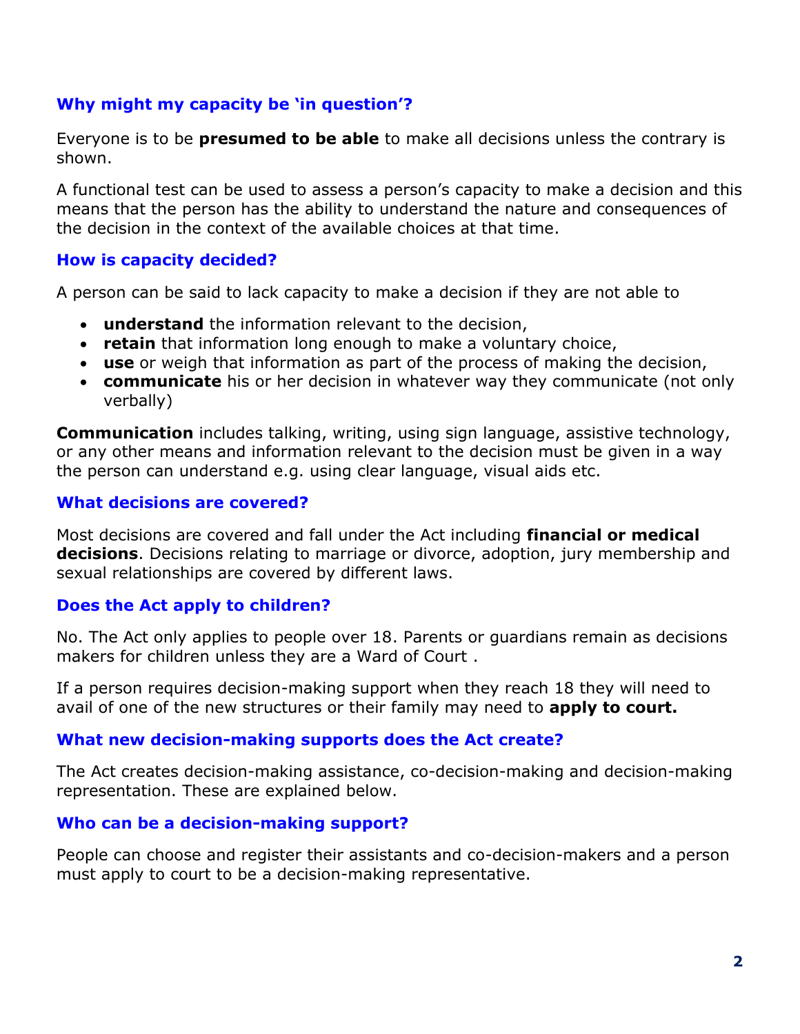### Why might my capacity be 'in question'?

Everyone is to be **presumed to be able** to make all decisions unless the contrary is shown.

A functional test can be used to assess a person's capacity to make a decision and this means that the person has the ability to understand the nature and consequences of the decision in the context of the available choices at that time.

### How is capacity decided?

A person can be said to lack capacity to make a decision if they are not able to

- **understand** the information relevant to the decision,
- **retain** that information long enough to make a voluntary choice,
- **use** or weigh that information as part of the process of making the decision,
- **communicate** his or her decision in whatever way they communicate (not only verbally)

**Communication** includes talking, writing, using sign language, assistive technology, or any other means and information relevant to the decision must be given in a way the person can understand e.g. using clear language, visual aids etc.

### What decisions are covered?

Most decisions are covered and fall under the Act including **financial or medical decisions**. Decisions relating to marriage or divorce, adoption, jury membership and sexual relationships are covered by different laws.

### Does the Act apply to children?

No. The Act only applies to people over 18. Parents or guardians remain as decisions makers for children unless they are a Ward of Court .

If a person requires decision-making support when they reach 18 they will need to avail of one of the new structures or their family may need to **apply to court.**

### What new decision-making supports does the Act create?

The Act creates decision-making assistance, co-decision-making and decision-making representation. These are explained below.

### Who can be a decision-making support?

People can choose and register their assistants and co-decision-makers and a person must apply to court to be a decision-making representative.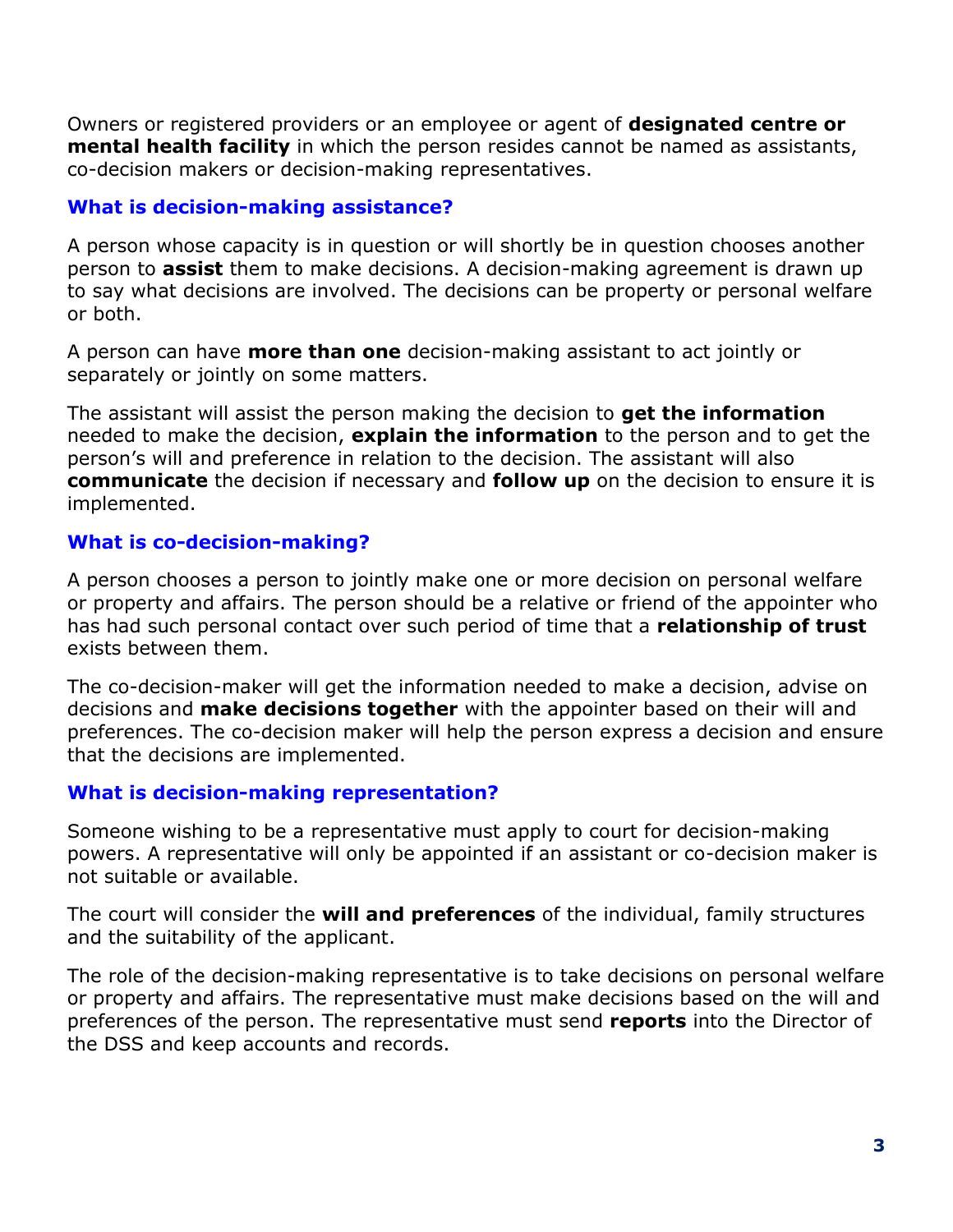Owners or registered providers or an employee or agent of **designated centre or mental health facility** in which the person resides cannot be named as assistants, co-decision makers or decision-making representatives.

## What is decision-making assistance?

A person whose capacity is in question or will shortly be in question chooses another person to **assist** them to make decisions. A decision-making agreement is drawn up to say what decisions are involved. The decisions can be property or personal welfare or both.

A person can have **more than one** decision-making assistant to act jointly or separately or jointly on some matters.

The assistant will assist the person making the decision to **get the information** needed to make the decision, **explain the information** to the person and to get the person's will and preference in relation to the decision. The assistant will also **communicate** the decision if necessary and **follow up** on the decision to ensure it is implemented.

## What is co-decision-making?

A person chooses a person to jointly make one or more decision on personal welfare or property and affairs. The person should be a relative or friend of the appointer who has had such personal contact over such period of time that a **relationship of trust** exists between them.

The co-decision-maker will get the information needed to make a decision, advise on decisions and **make decisions together** with the appointer based on their will and preferences. The co-decision maker will help the person express a decision and ensure that the decisions are implemented.

## What is decision-making representation?

Someone wishing to be a representative must apply to court for decision-making powers. A representative will only be appointed if an assistant or co-decision maker is not suitable or available.

The court will consider the **will and preferences** of the individual, family structures and the suitability of the applicant.

The role of the decision-making representative is to take decisions on personal welfare or property and affairs. The representative must make decisions based on the will and preferences of the person. The representative must send **reports** into the Director of the DSS and keep accounts and records.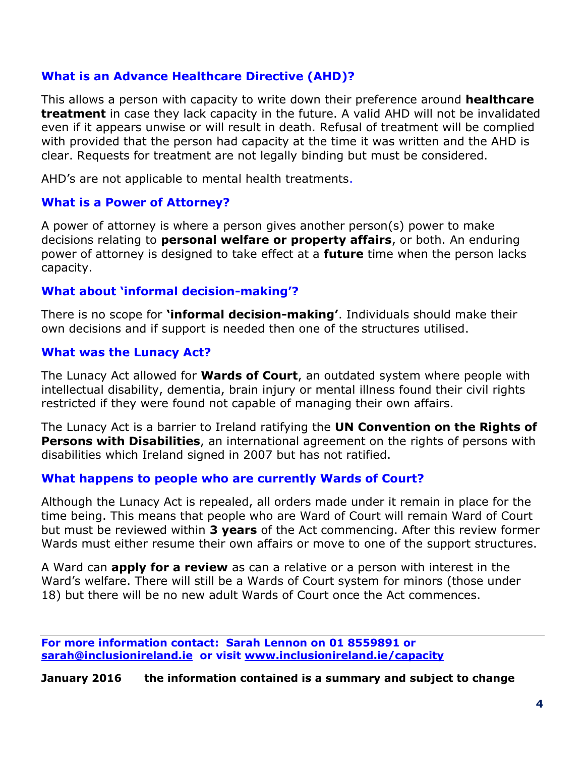### What is an Advance Healthcare Directive (AHD)?

This allows a person with capacity to write down their preference around **healthcare treatment** in case they lack capacity in the future. A valid AHD will not be invalidated even if it appears unwise or will result in death. Refusal of treatment will be complied with provided that the person had capacity at the time it was written and the AHD is clear. Requests for treatment are not legally binding but must be considered.

AHD's are not applicable to mental health treatments.

### What is a Power of Attorney?

A power of attorney is where a person gives another person(s) power to make decisions relating to **personal welfare or property affairs**, or both. An enduring power of attorney is designed to take effect at a **future** time when the person lacks capacity.

### What about 'informal decision-making'?

There is no scope for **'informal decision-making'**. Individuals should make their own decisions and if support is needed then one of the structures utilised.

### What was the Lunacy Act?

The Lunacy Act allowed for **Wards of Court**, an outdated system where people with intellectual disability, dementia, brain injury or mental illness found their civil rights restricted if they were found not capable of managing their own affairs.

The Lunacy Act is a barrier to Ireland ratifying the **UN Convention on the Rights of Persons with Disabilities**, an international agreement on the rights of persons with disabilities which Ireland signed in 2007 but has not ratified.

### What happens to people who are currently Wards of Court?

Although the Lunacy Act is repealed, all orders made under it remain in place for the time being. This means that people who are Ward of Court will remain Ward of Court but must be reviewed within **3 years** of the Act commencing. After this review former Wards must either resume their own affairs or move to one of the support structures.

A Ward can **apply for a review** as can a relative or a person with interest in the Ward's welfare. There will still be a Wards of Court system for minors (those under 18) but there will be no new adult Wards of Court once the Act commences.

---

**For more information contact: Sarah Lennon on 01 8559891 or sarah@inclusionireland.ie or visit www.inclusionireland.ie/capacity**

**January 2016 the information contained is a summary and subject to change**